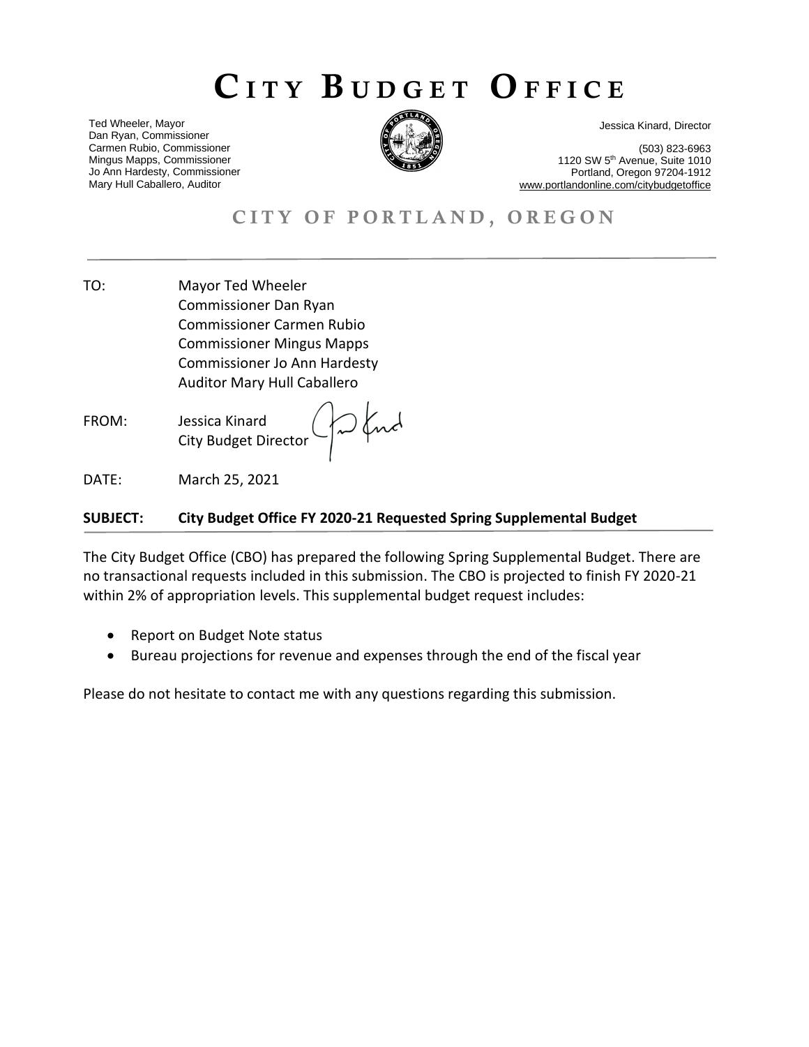# CITY BUDGET OFFICE

Ted Wheeler, Mayor
Dan Ryan, Commissioner
Carmen Rubio, Commissioner
Mingus Mapps, Commissioner
Jo Ann Hardesty, Commissioner
Mary Hull Caballero, Auditor

Jessica Kinard, Director

(503) 823-6963
1120 SW 5th Avenue, Suite 1010
Portland, Oregon 97204-1912
www.portlandonline.com/citybudgetoffice

## CITY OF PORTLAND, OREGON

TO: Mayor Ted Wheeler
Commissioner Dan Ryan
Commissioner Carmen Rubio
Commissioner Mingus Mapps
Commissioner Jo Ann Hardesty
Auditor Mary Hull Caballero

FROM: Jessica Kinard
City Budget Director

DATE: March 25, 2021

**SUBJECT: City Budget Office FY 2020-21 Requested Spring Supplemental Budget**

The City Budget Office (CBO) has prepared the following Spring Supplemental Budget. There are no transactional requests included in this submission. The CBO is projected to finish FY 2020-21 within 2% of appropriation levels. This supplemental budget request includes:

- Report on Budget Note status
- Bureau projections for revenue and expenses through the end of the fiscal year

Please do not hesitate to contact me with any questions regarding this submission.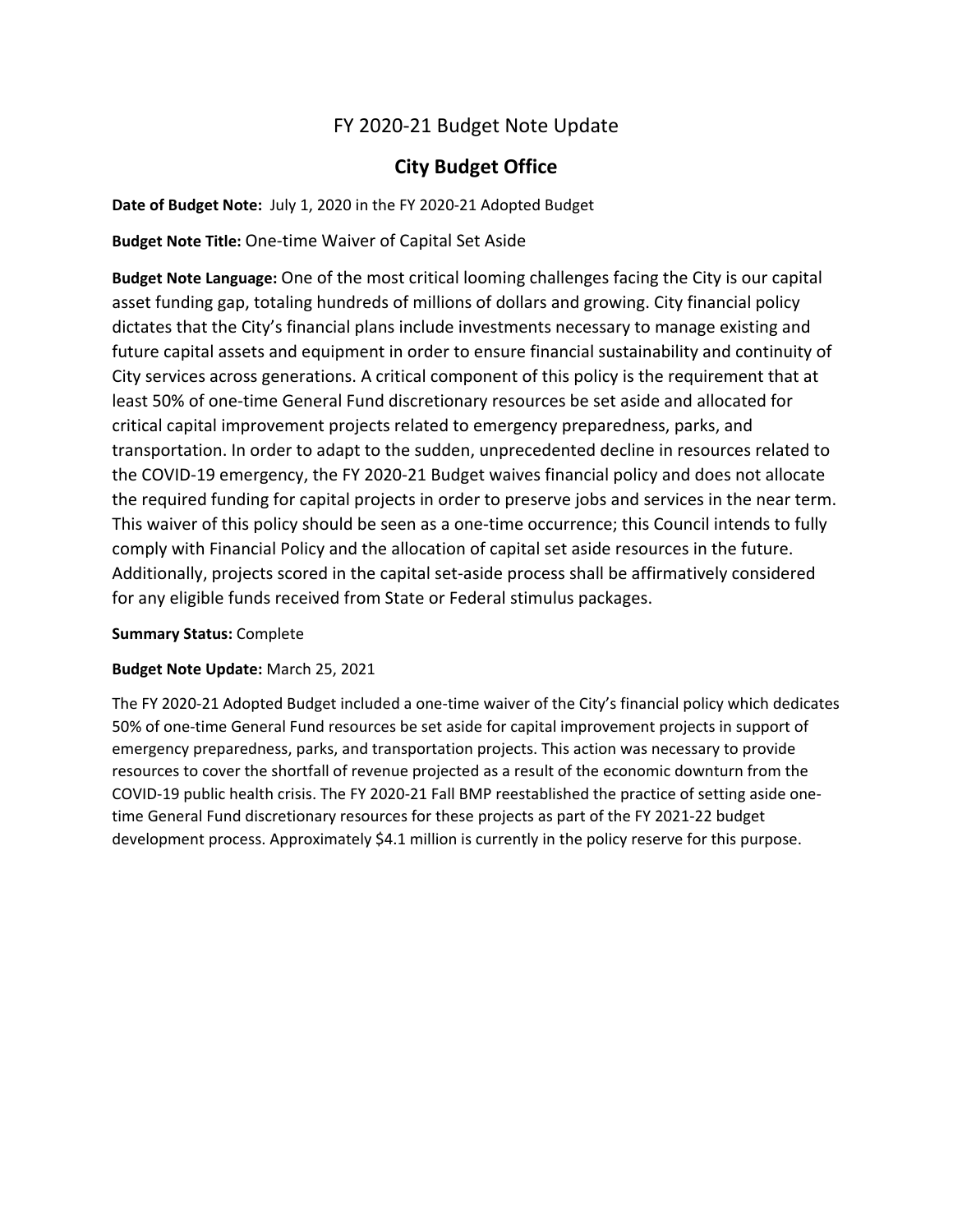# FY 2020-21 Budget Note Update

## City Budget Office

**Date of Budget Note:** July 1, 2020 in the FY 2020-21 Adopted Budget

**Budget Note Title:** One-time Waiver of Capital Set Aside

**Budget Note Language:** One of the most critical looming challenges facing the City is our capital asset funding gap, totaling hundreds of millions of dollars and growing. City financial policy dictates that the City's financial plans include investments necessary to manage existing and future capital assets and equipment in order to ensure financial sustainability and continuity of City services across generations. A critical component of this policy is the requirement that at least 50% of one-time General Fund discretionary resources be set aside and allocated for critical capital improvement projects related to emergency preparedness, parks, and transportation. In order to adapt to the sudden, unprecedented decline in resources related to the COVID-19 emergency, the FY 2020-21 Budget waives financial policy and does not allocate the required funding for capital projects in order to preserve jobs and services in the near term. This waiver of this policy should be seen as a one-time occurrence; this Council intends to fully comply with Financial Policy and the allocation of capital set aside resources in the future. Additionally, projects scored in the capital set-aside process shall be affirmatively considered for any eligible funds received from State or Federal stimulus packages.

**Summary Status:** Complete

**Budget Note Update:** March 25, 2021

The FY 2020-21 Adopted Budget included a one-time waiver of the City's financial policy which dedicates 50% of one-time General Fund resources be set aside for capital improvement projects in support of emergency preparedness, parks, and transportation projects. This action was necessary to provide resources to cover the shortfall of revenue projected as a result of the economic downturn from the COVID-19 public health crisis. The FY 2020-21 Fall BMP reestablished the practice of setting aside one-time General Fund discretionary resources for these projects as part of the FY 2021-22 budget development process. Approximately $4.1 million is currently in the policy reserve for this purpose.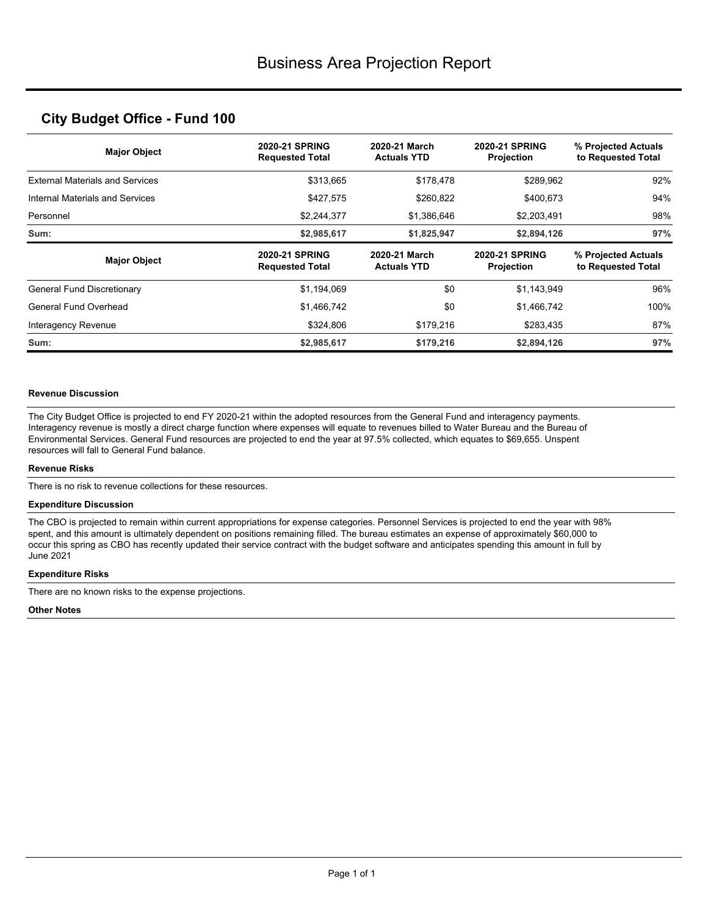# Business Area Projection Report

## City Budget Office - Fund 100

| Major Object | 2020-21 SPRING Requested Total | 2020-21 March Actuals YTD | 2020-21 SPRING Projection | % Projected Actuals to Requested Total |
|---|---|---|---|---|
| External Materials and Services | $313,665 | $178,478 | $289,962 | 92% |
| Internal Materials and Services | $427,575 | $260,822 | $400,673 | 94% |
| Personnel | $2,244,377 | $1,386,646 | $2,203,491 | 98% |
| **Sum:** | **$2,985,617** | **$1,825,947** | **$2,894,126** | **97%** |

| Major Object | 2020-21 SPRING Requested Total | 2020-21 March Actuals YTD | 2020-21 SPRING Projection | % Projected Actuals to Requested Total |
|---|---|---|---|---|
| General Fund Discretionary | $1,194,069 | $0 | $1,143,949 | 96% |
| General Fund Overhead | $1,466,742 | $0 | $1,466,742 | 100% |
| Interagency Revenue | $324,806 | $179,216 | $283,435 | 87% |
| **Sum:** | **$2,985,617** | **$179,216** | **$2,894,126** | **97%** |

#### Revenue Discussion

The City Budget Office is projected to end FY 2020-21 within the adopted resources from the General Fund and interagency payments. Interagency revenue is mostly a direct charge function where expenses will equate to revenues billed to Water Bureau and the Bureau of Environmental Services. General Fund resources are projected to end the year at 97.5% collected, which equates to $69,655. Unspent resources will fall to General Fund balance.

#### Revenue Risks

There is no risk to revenue collections for these resources.

#### Expenditure Discussion

The CBO is projected to remain within current appropriations for expense categories. Personnel Services is projected to end the year with 98% spent, and this amount is ultimately dependent on positions remaining filled. The bureau estimates an expense of approximately $60,000 to occur this spring as CBO has recently updated their service contract with the budget software and anticipates spending this amount in full by June 2021

#### Expenditure Risks

There are no known risks to the expense projections.

#### Other Notes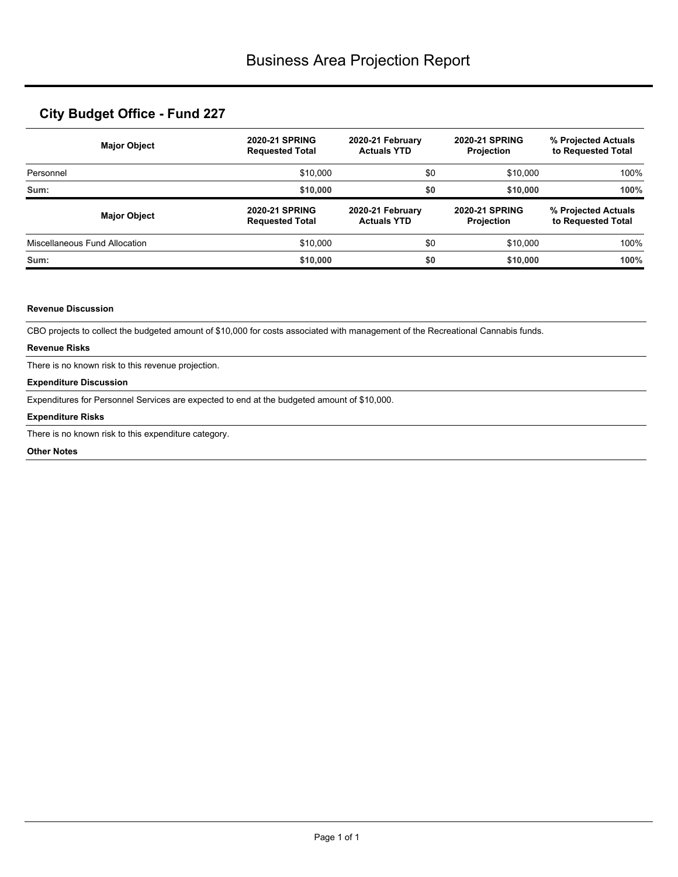# Business Area Projection Report

## City Budget Office - Fund 227

| Major Object | 2020-21 SPRING Requested Total | 2020-21 February Actuals YTD | 2020-21 SPRING Projection | % Projected Actuals to Requested Total |
|---|---|---|---|---|
| Personnel | $10,000 | $0 | $10,000 | 100% |
| **Sum:** | **$10,000** | **$0** | **$10,000** | **100%** |

| Major Object | 2020-21 SPRING Requested Total | 2020-21 February Actuals YTD | 2020-21 SPRING Projection | % Projected Actuals to Requested Total |
|---|---|---|---|---|
| Miscellaneous Fund Allocation | $10,000 | $0 | $10,000 | 100% |
| **Sum:** | **$10,000** | **$0** | **$10,000** | **100%** |

**Revenue Discussion**

CBO projects to collect the budgeted amount of $10,000 for costs associated with management of the Recreational Cannabis funds.

**Revenue Risks**

There is no known risk to this revenue projection.

**Expenditure Discussion**

Expenditures for Personnel Services are expected to end at the budgeted amount of $10,000.

**Expenditure Risks**

There is no known risk to this expenditure category.

**Other Notes**